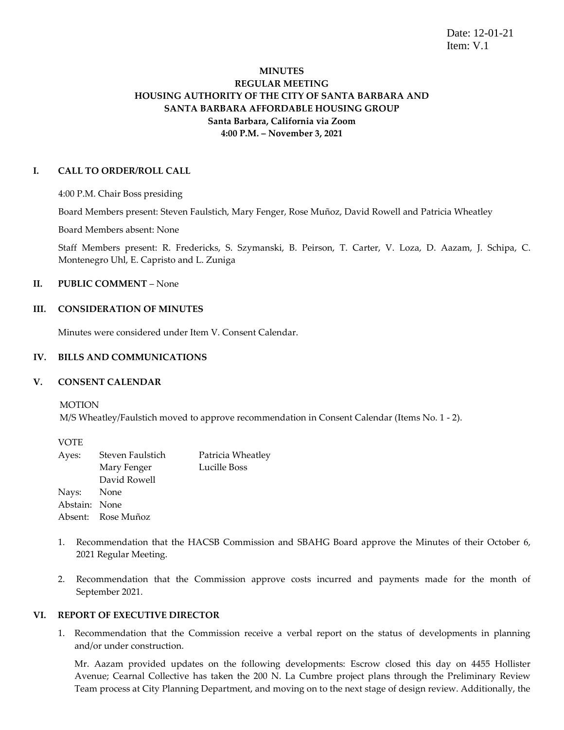Date: 12-01-21
Item: V.1

**MINUTES**
**REGULAR MEETING**
**HOUSING AUTHORITY OF THE CITY OF SANTA BARBARA AND**
**SANTA BARBARA AFFORDABLE HOUSING GROUP**
**Santa Barbara, California via Zoom**
**4:00 P.M. – November 3, 2021**

## I. CALL TO ORDER/ROLL CALL

4:00 P.M. Chair Boss presiding

Board Members present: Steven Faulstich, Mary Fenger, Rose Muñoz, David Rowell and Patricia Wheatley

Board Members absent: None

Staff Members present: R. Fredericks, S. Szymanski, B. Peirson, T. Carter, V. Loza, D. Aazam, J. Schipa, C. Montenegro Uhl, E. Capristo and L. Zuniga

## II. PUBLIC COMMENT – None

## III. CONSIDERATION OF MINUTES

Minutes were considered under Item V. Consent Calendar.

## IV. BILLS AND COMMUNICATIONS

## V. CONSENT CALENDAR

MOTION
M/S Wheatley/Faulstich moved to approve recommendation in Consent Calendar (Items No. 1 - 2).

VOTE

| | | |
|---|---|---|
| Ayes: | Steven Faulstich | Patricia Wheatley |
| | Mary Fenger | Lucille Boss |
| | David Rowell | |
| Nays: | None | |
| Abstain: | None | |
| Absent: | Rose Muñoz | |

1. Recommendation that the HACSB Commission and SBAHG Board approve the Minutes of their October 6, 2021 Regular Meeting.

2. Recommendation that the Commission approve costs incurred and payments made for the month of September 2021.

## VI. REPORT OF EXECUTIVE DIRECTOR

1. Recommendation that the Commission receive a verbal report on the status of developments in planning and/or under construction.

   Mr. Aazam provided updates on the following developments: Escrow closed this day on 4455 Hollister Avenue; Cearnal Collective has taken the 200 N. La Cumbre project plans through the Preliminary Review Team process at City Planning Department, and moving on to the next stage of design review. Additionally, the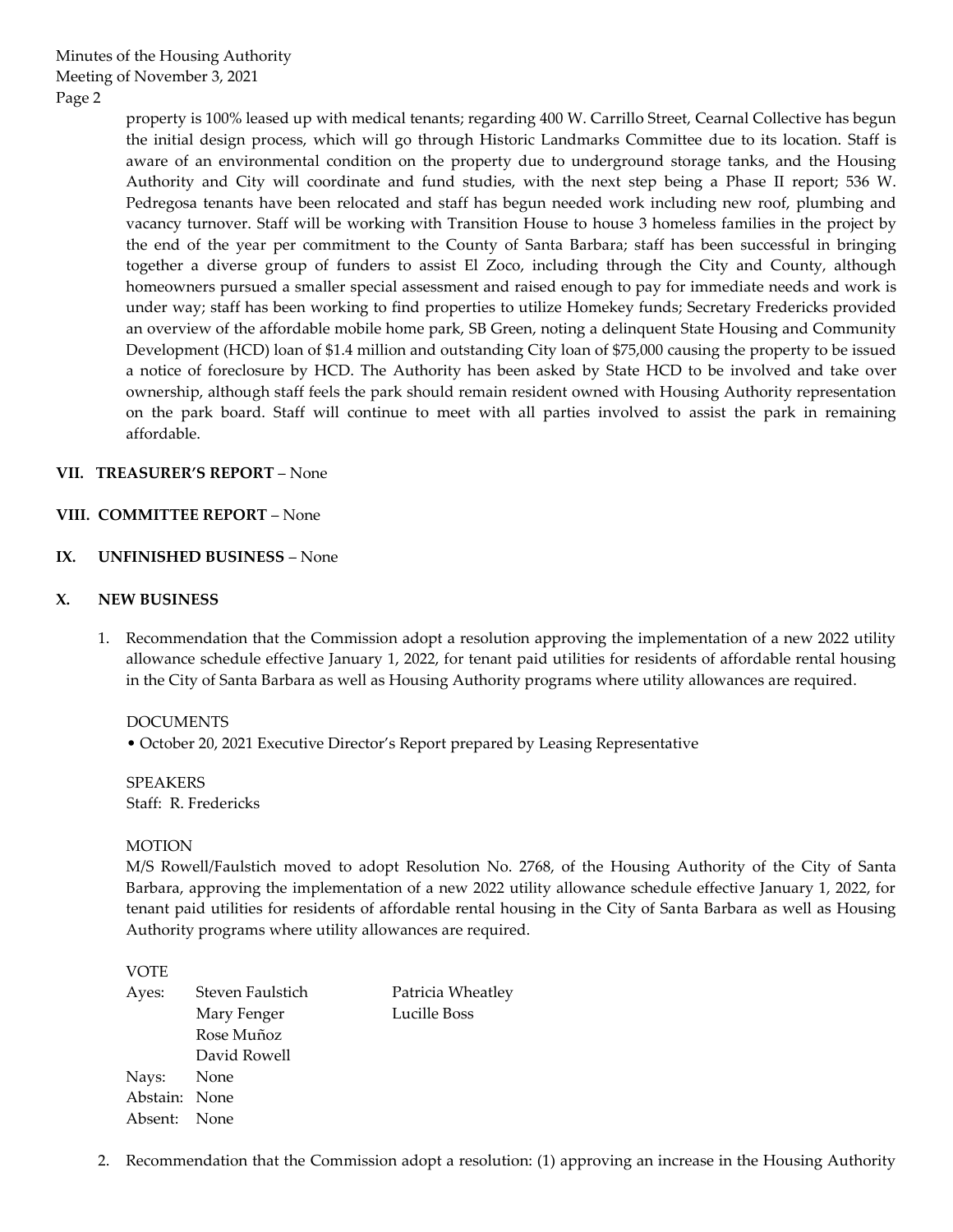property is 100% leased up with medical tenants; regarding 400 W. Carrillo Street, Cearnal Collective has begun the initial design process, which will go through Historic Landmarks Committee due to its location. Staff is aware of an environmental condition on the property due to underground storage tanks, and the Housing Authority and City will coordinate and fund studies, with the next step being a Phase II report; 536 W. Pedregosa tenants have been relocated and staff has begun needed work including new roof, plumbing and vacancy turnover. Staff will be working with Transition House to house 3 homeless families in the project by the end of the year per commitment to the County of Santa Barbara; staff has been successful in bringing together a diverse group of funders to assist El Zoco, including through the City and County, although homeowners pursued a smaller special assessment and raised enough to pay for immediate needs and work is under way; staff has been working to find properties to utilize Homekey funds; Secretary Fredericks provided an overview of the affordable mobile home park, SB Green, noting a delinquent State Housing and Community Development (HCD) loan of $1.4 million and outstanding City loan of $75,000 causing the property to be issued a notice of foreclosure by HCD. The Authority has been asked by State HCD to be involved and take over ownership, although staff feels the park should remain resident owned with Housing Authority representation on the park board. Staff will continue to meet with all parties involved to assist the park in remaining affordable.

**VII. TREASURER'S REPORT** – None

**VIII. COMMITTEE REPORT** – None

**IX. UNFINISHED BUSINESS** – None

**X. NEW BUSINESS**

1. Recommendation that the Commission adopt a resolution approving the implementation of a new 2022 utility allowance schedule effective January 1, 2022, for tenant paid utilities for residents of affordable rental housing in the City of Santa Barbara as well as Housing Authority programs where utility allowances are required.

   DOCUMENTS
   - October 20, 2021 Executive Director's Report prepared by Leasing Representative

   SPEAKERS
   Staff: R. Fredericks

   MOTION
   M/S Rowell/Faulstich moved to adopt Resolution No. 2768, of the Housing Authority of the City of Santa Barbara, approving the implementation of a new 2022 utility allowance schedule effective January 1, 2022, for tenant paid utilities for residents of affordable rental housing in the City of Santa Barbara as well as Housing Authority programs where utility allowances are required.

   VOTE
   Ayes: Steven Faulstich, Mary Fenger, Rose Muñoz, David Rowell, Patricia Wheatley, Lucille Boss
   Nays: None
   Abstain: None
   Absent: None

2. Recommendation that the Commission adopt a resolution: (1) approving an increase in the Housing Authority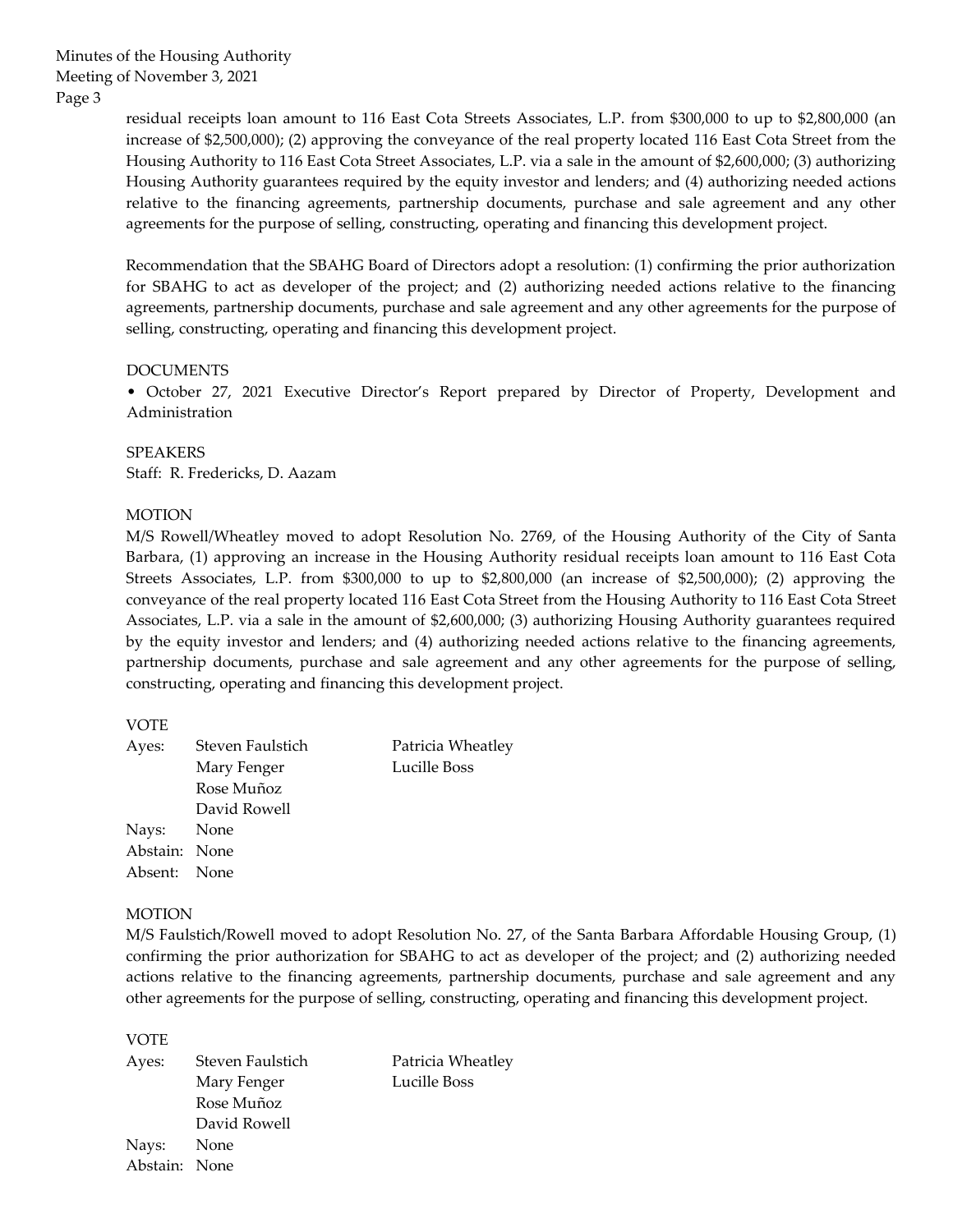residual receipts loan amount to 116 East Cota Streets Associates, L.P. from $300,000 to up to $2,800,000 (an increase of $2,500,000); (2) approving the conveyance of the real property located 116 East Cota Street from the Housing Authority to 116 East Cota Street Associates, L.P. via a sale in the amount of $2,600,000; (3) authorizing Housing Authority guarantees required by the equity investor and lenders; and (4) authorizing needed actions relative to the financing agreements, partnership documents, purchase and sale agreement and any other agreements for the purpose of selling, constructing, operating and financing this development project.

Recommendation that the SBAHG Board of Directors adopt a resolution: (1) confirming the prior authorization for SBAHG to act as developer of the project; and (2) authorizing needed actions relative to the financing agreements, partnership documents, purchase and sale agreement and any other agreements for the purpose of selling, constructing, operating and financing this development project.

DOCUMENTS

• October 27, 2021 Executive Director's Report prepared by Director of Property, Development and Administration

SPEAKERS

Staff: R. Fredericks, D. Aazam

MOTION

M/S Rowell/Wheatley moved to adopt Resolution No. 2769, of the Housing Authority of the City of Santa Barbara, (1) approving an increase in the Housing Authority residual receipts loan amount to 116 East Cota Streets Associates, L.P. from $300,000 to up to $2,800,000 (an increase of $2,500,000); (2) approving the conveyance of the real property located 116 East Cota Street from the Housing Authority to 116 East Cota Street Associates, L.P. via a sale in the amount of $2,600,000; (3) authorizing Housing Authority guarantees required by the equity investor and lenders; and (4) authorizing needed actions relative to the financing agreements, partnership documents, purchase and sale agreement and any other agreements for the purpose of selling, constructing, operating and financing this development project.

VOTE

Ayes: Steven Faulstich, Mary Fenger, Rose Muñoz, David Rowell, Patricia Wheatley, Lucille Boss

Nays: None

Abstain: None

Absent: None

MOTION

M/S Faulstich/Rowell moved to adopt Resolution No. 27, of the Santa Barbara Affordable Housing Group, (1) confirming the prior authorization for SBAHG to act as developer of the project; and (2) authorizing needed actions relative to the financing agreements, partnership documents, purchase and sale agreement and any other agreements for the purpose of selling, constructing, operating and financing this development project.

VOTE

Ayes: Steven Faulstich, Mary Fenger, Rose Muñoz, David Rowell, Patricia Wheatley, Lucille Boss

Nays: None

Abstain: None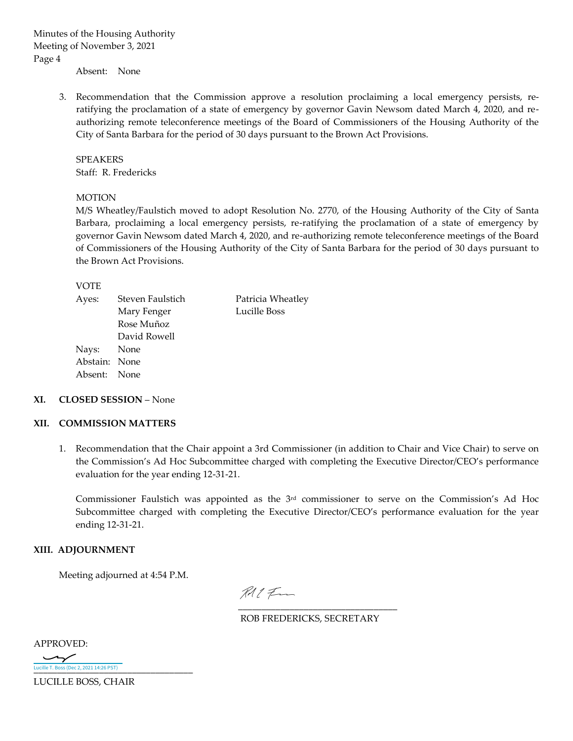Absent: None

3. Recommendation that the Commission approve a resolution proclaiming a local emergency persists, re-ratifying the proclamation of a state of emergency by governor Gavin Newsom dated March 4, 2020, and re-authorizing remote teleconference meetings of the Board of Commissioners of the Housing Authority of the City of Santa Barbara for the period of 30 days pursuant to the Brown Act Provisions.

   SPEAKERS
   Staff: R. Fredericks

   MOTION
   M/S Wheatley/Faulstich moved to adopt Resolution No. 2770, of the Housing Authority of the City of Santa Barbara, proclaiming a local emergency persists, re-ratifying the proclamation of a state of emergency by governor Gavin Newsom dated March 4, 2020, and re-authorizing remote teleconference meetings of the Board of Commissioners of the Housing Authority of the City of Santa Barbara for the period of 30 days pursuant to the Brown Act Provisions.

   VOTE

   | | | |
   |---|---|---|
   | Ayes: | Steven Faulstich | Patricia Wheatley |
   | | Mary Fenger | Lucille Boss |
   | | Rose Muñoz | |
   | | David Rowell | |
   | Nays: | None | |
   | Abstain: | None | |
   | Absent: | None | |

## XI. CLOSED SESSION – None

## XII. COMMISSION MATTERS

1. Recommendation that the Chair appoint a 3rd Commissioner (in addition to Chair and Vice Chair) to serve on the Commission's Ad Hoc Subcommittee charged with completing the Executive Director/CEO's performance evaluation for the year ending 12-31-21.

   Commissioner Faulstich was appointed as the 3rd commissioner to serve on the Commission's Ad Hoc Subcommittee charged with completing the Executive Director/CEO's performance evaluation for the year ending 12-31-21.

## XIII. ADJOURNMENT

Meeting adjourned at 4:54 P.M.

ROB FREDERICKS, SECRETARY

APPROVED:

Lucille T. Boss (Dec 2, 2021 14:26 PST)

LUCILLE BOSS, CHAIR